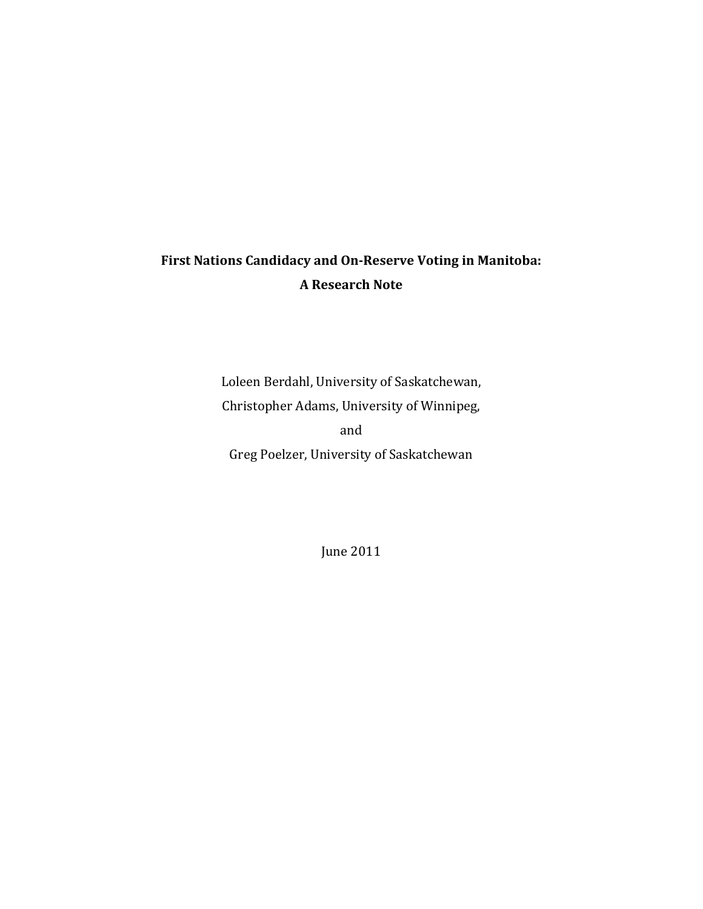# First Nations Candidacy and On-Reserve Voting in Manitoba: A Research Note

Loleen Berdahl, University of Saskatchewan,

Christopher Adams, University of Winnipeg,

and

Greg Poelzer, University of Saskatchewan

June 2011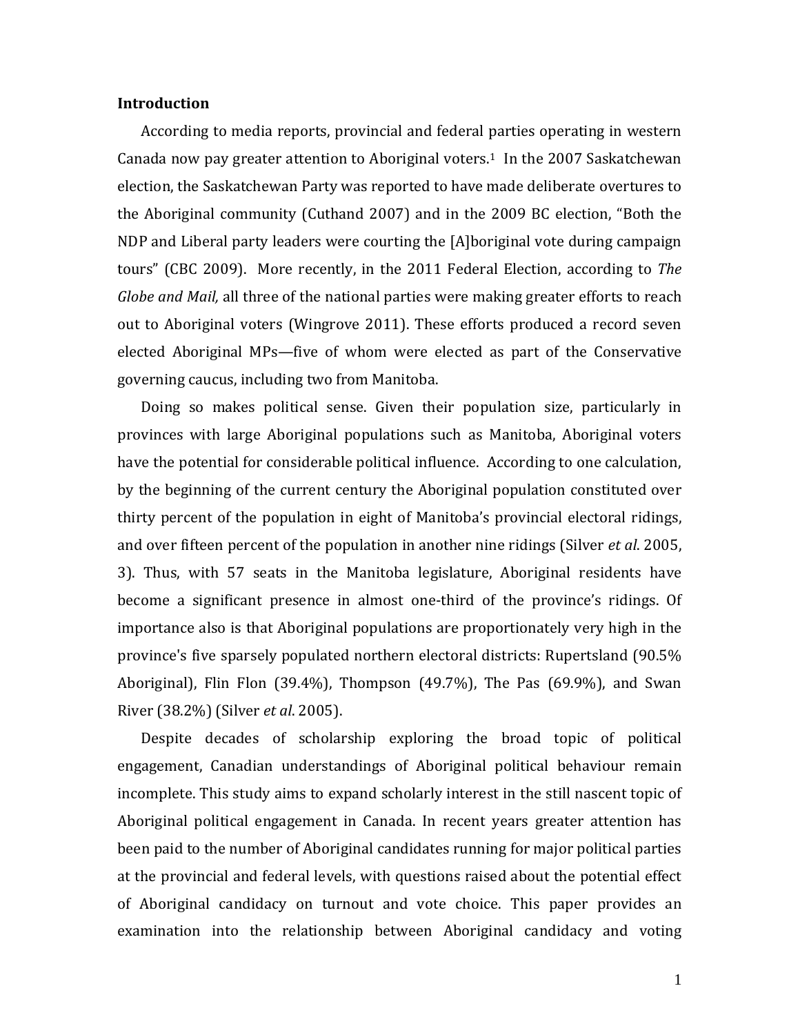## Introduction

According to media reports, provincial and federal parties operating in western Canada now pay greater attention to Aboriginal voters.[1] In the 2007 Saskatchewan election, the Saskatchewan Party was reported to have made deliberate overtures to the Aboriginal community (Cuthand 2007) and in the 2009 BC election, "Both the NDP and Liberal party leaders were courting the [A]boriginal vote during campaign tours" (CBC 2009). More recently, in the 2011 Federal Election, according to *The Globe and Mail,* all three of the national parties were making greater efforts to reach out to Aboriginal voters (Wingrove 2011). These efforts produced a record seven elected Aboriginal MPs—five of whom were elected as part of the Conservative governing caucus, including two from Manitoba.

Doing so makes political sense. Given their population size, particularly in provinces with large Aboriginal populations such as Manitoba, Aboriginal voters have the potential for considerable political influence. According to one calculation, by the beginning of the current century the Aboriginal population constituted over thirty percent of the population in eight of Manitoba's provincial electoral ridings, and over fifteen percent of the population in another nine ridings (Silver *et al*. 2005, 3). Thus, with 57 seats in the Manitoba legislature, Aboriginal residents have become a significant presence in almost one-third of the province's ridings. Of importance also is that Aboriginal populations are proportionately very high in the province's five sparsely populated northern electoral districts: Rupertsland (90.5% Aboriginal), Flin Flon (39.4%), Thompson (49.7%), The Pas (69.9%), and Swan River (38.2%) (Silver *et al*. 2005).

Despite decades of scholarship exploring the broad topic of political engagement, Canadian understandings of Aboriginal political behaviour remain incomplete. This study aims to expand scholarly interest in the still nascent topic of Aboriginal political engagement in Canada. In recent years greater attention has been paid to the number of Aboriginal candidates running for major political parties at the provincial and federal levels, with questions raised about the potential effect of Aboriginal candidacy on turnout and vote choice. This paper provides an examination into the relationship between Aboriginal candidacy and voting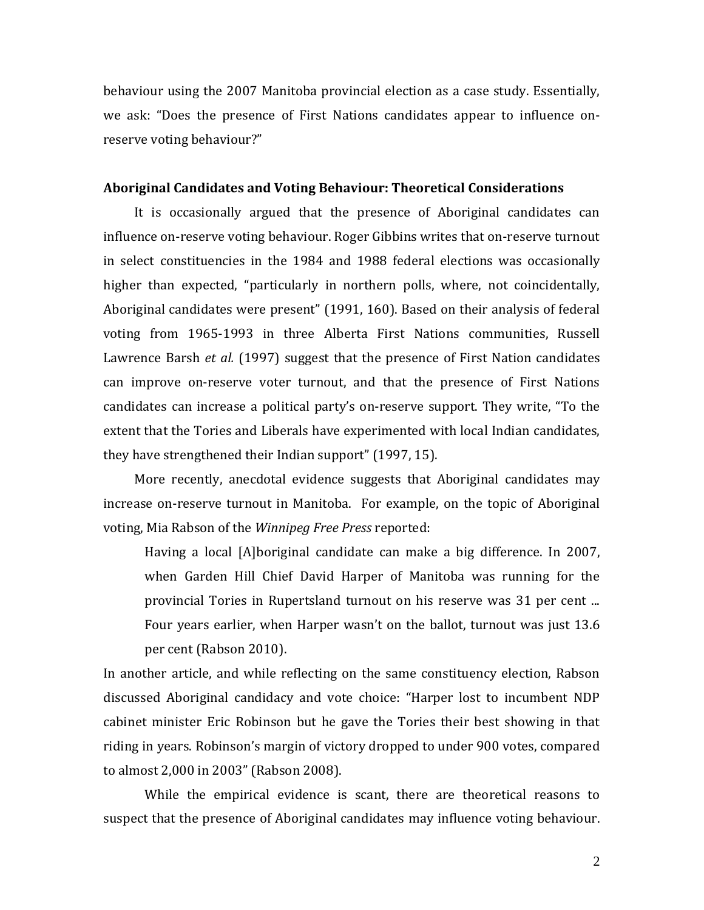behaviour using the 2007 Manitoba provincial election as a case study. Essentially, we ask: "Does the presence of First Nations candidates appear to influence on-reserve voting behaviour?"

### Aboriginal Candidates and Voting Behaviour: Theoretical Considerations

It is occasionally argued that the presence of Aboriginal candidates can influence on-reserve voting behaviour. Roger Gibbins writes that on-reserve turnout in select constituencies in the 1984 and 1988 federal elections was occasionally higher than expected, "particularly in northern polls, where, not coincidentally, Aboriginal candidates were present" (1991, 160). Based on their analysis of federal voting from 1965-1993 in three Alberta First Nations communities, Russell Lawrence Barsh *et al.* (1997) suggest that the presence of First Nation candidates can improve on-reserve voter turnout, and that the presence of First Nations candidates can increase a political party's on-reserve support. They write, "To the extent that the Tories and Liberals have experimented with local Indian candidates, they have strengthened their Indian support" (1997, 15).

More recently, anecdotal evidence suggests that Aboriginal candidates may increase on-reserve turnout in Manitoba. For example, on the topic of Aboriginal voting, Mia Rabson of the *Winnipeg Free Press* reported:

> Having a local [A]boriginal candidate can make a big difference. In 2007, when Garden Hill Chief David Harper of Manitoba was running for the provincial Tories in Rupertsland turnout on his reserve was 31 per cent ... Four years earlier, when Harper wasn't on the ballot, turnout was just 13.6 per cent (Rabson 2010).

In another article, and while reflecting on the same constituency election, Rabson discussed Aboriginal candidacy and vote choice: "Harper lost to incumbent NDP cabinet minister Eric Robinson but he gave the Tories their best showing in that riding in years. Robinson's margin of victory dropped to under 900 votes, compared to almost 2,000 in 2003" (Rabson 2008).

While the empirical evidence is scant, there are theoretical reasons to suspect that the presence of Aboriginal candidates may influence voting behaviour.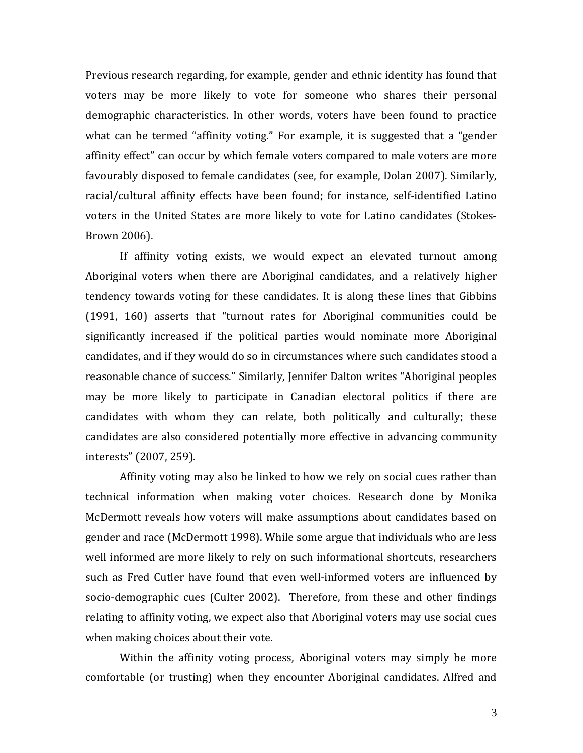Previous research regarding, for example, gender and ethnic identity has found that voters may be more likely to vote for someone who shares their personal demographic characteristics. In other words, voters have been found to practice what can be termed "affinity voting." For example, it is suggested that a "gender affinity effect" can occur by which female voters compared to male voters are more favourably disposed to female candidates (see, for example, Dolan 2007). Similarly, racial/cultural affinity effects have been found; for instance, self-identified Latino voters in the United States are more likely to vote for Latino candidates (Stokes-Brown 2006).

If affinity voting exists, we would expect an elevated turnout among Aboriginal voters when there are Aboriginal candidates, and a relatively higher tendency towards voting for these candidates. It is along these lines that Gibbins (1991, 160) asserts that "turnout rates for Aboriginal communities could be significantly increased if the political parties would nominate more Aboriginal candidates, and if they would do so in circumstances where such candidates stood a reasonable chance of success." Similarly, Jennifer Dalton writes "Aboriginal peoples may be more likely to participate in Canadian electoral politics if there are candidates with whom they can relate, both politically and culturally; these candidates are also considered potentially more effective in advancing community interests" (2007, 259).

Affinity voting may also be linked to how we rely on social cues rather than technical information when making voter choices. Research done by Monika McDermott reveals how voters will make assumptions about candidates based on gender and race (McDermott 1998). While some argue that individuals who are less well informed are more likely to rely on such informational shortcuts, researchers such as Fred Cutler have found that even well-informed voters are influenced by socio-demographic cues (Culter 2002). Therefore, from these and other findings relating to affinity voting, we expect also that Aboriginal voters may use social cues when making choices about their vote.

Within the affinity voting process, Aboriginal voters may simply be more comfortable (or trusting) when they encounter Aboriginal candidates. Alfred and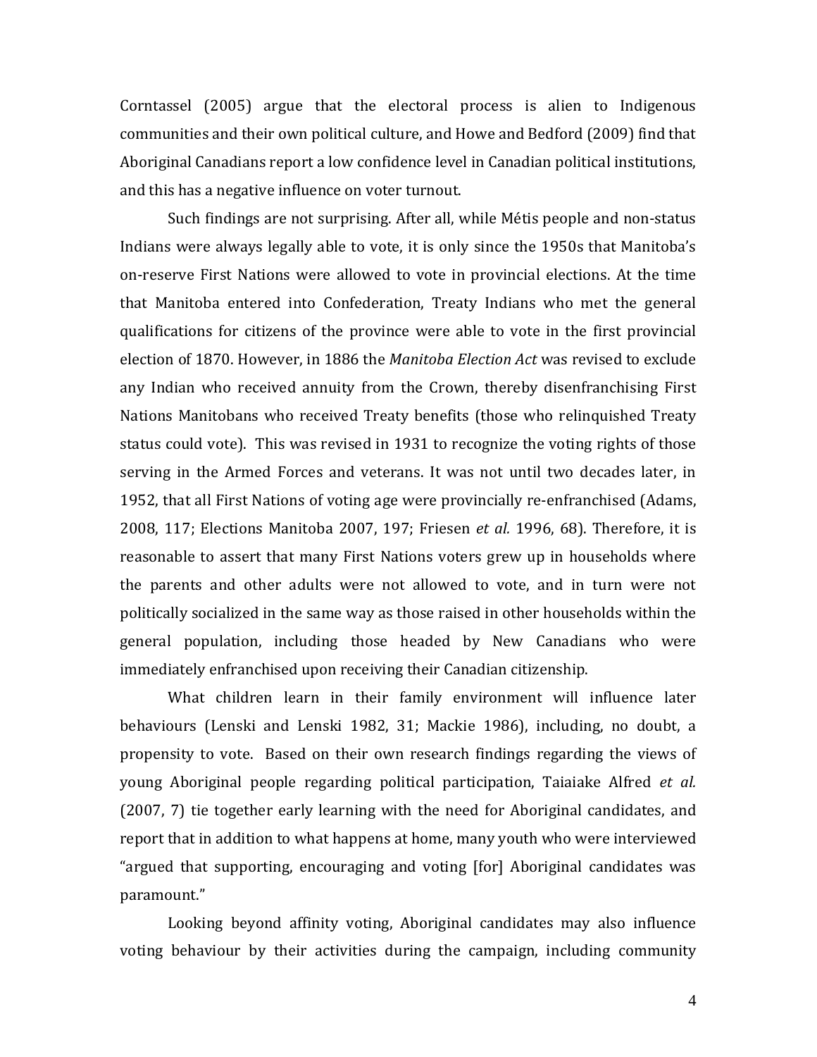Corntassel (2005) argue that the electoral process is alien to Indigenous communities and their own political culture, and Howe and Bedford (2009) find that Aboriginal Canadians report a low confidence level in Canadian political institutions, and this has a negative influence on voter turnout.

Such findings are not surprising. After all, while Métis people and non-status Indians were always legally able to vote, it is only since the 1950s that Manitoba's on-reserve First Nations were allowed to vote in provincial elections. At the time that Manitoba entered into Confederation, Treaty Indians who met the general qualifications for citizens of the province were able to vote in the first provincial election of 1870. However, in 1886 the *Manitoba Election Act* was revised to exclude any Indian who received annuity from the Crown, thereby disenfranchising First Nations Manitobans who received Treaty benefits (those who relinquished Treaty status could vote). This was revised in 1931 to recognize the voting rights of those serving in the Armed Forces and veterans. It was not until two decades later, in 1952, that all First Nations of voting age were provincially re-enfranchised (Adams, 2008, 117; Elections Manitoba 2007, 197; Friesen *et al.* 1996, 68). Therefore, it is reasonable to assert that many First Nations voters grew up in households where the parents and other adults were not allowed to vote, and in turn were not politically socialized in the same way as those raised in other households within the general population, including those headed by New Canadians who were immediately enfranchised upon receiving their Canadian citizenship.

What children learn in their family environment will influence later behaviours (Lenski and Lenski 1982, 31; Mackie 1986), including, no doubt, a propensity to vote. Based on their own research findings regarding the views of young Aboriginal people regarding political participation, Taiaiake Alfred *et al.* (2007, 7) tie together early learning with the need for Aboriginal candidates, and report that in addition to what happens at home, many youth who were interviewed "argued that supporting, encouraging and voting [for] Aboriginal candidates was paramount."

Looking beyond affinity voting, Aboriginal candidates may also influence voting behaviour by their activities during the campaign, including community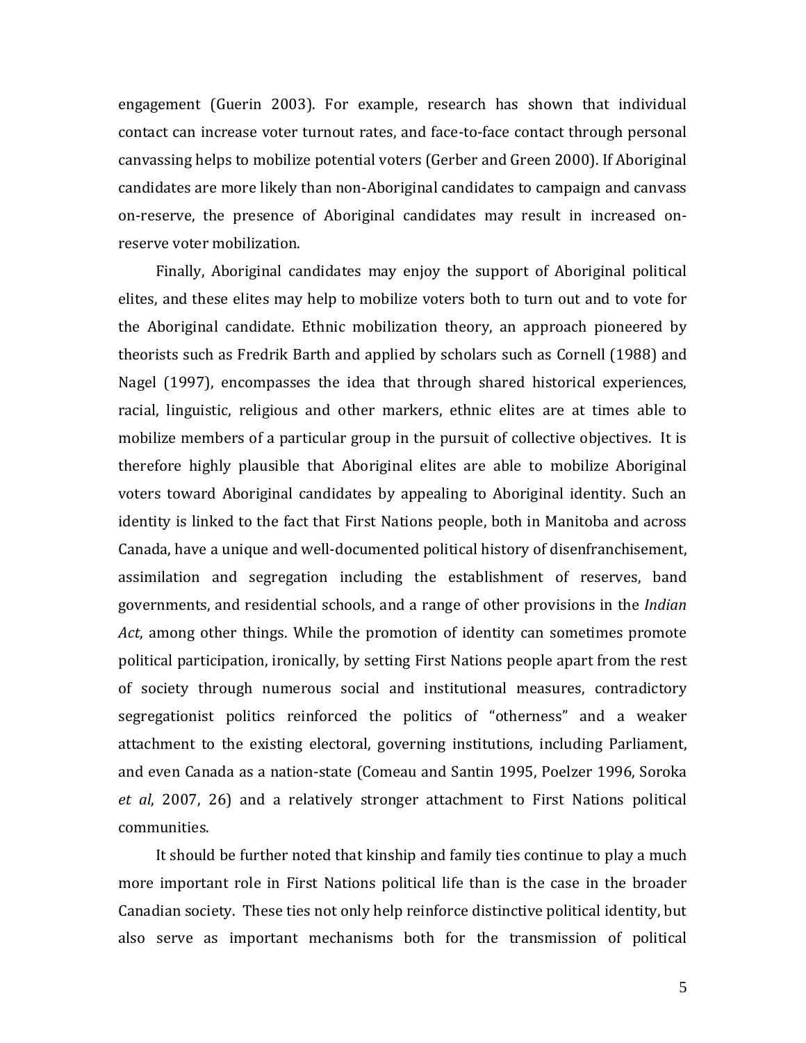engagement (Guerin 2003). For example, research has shown that individual contact can increase voter turnout rates, and face-to-face contact through personal canvassing helps to mobilize potential voters (Gerber and Green 2000). If Aboriginal candidates are more likely than non-Aboriginal candidates to campaign and canvass on-reserve, the presence of Aboriginal candidates may result in increased on-reserve voter mobilization.

Finally, Aboriginal candidates may enjoy the support of Aboriginal political elites, and these elites may help to mobilize voters both to turn out and to vote for the Aboriginal candidate. Ethnic mobilization theory, an approach pioneered by theorists such as Fredrik Barth and applied by scholars such as Cornell (1988) and Nagel (1997), encompasses the idea that through shared historical experiences, racial, linguistic, religious and other markers, ethnic elites are at times able to mobilize members of a particular group in the pursuit of collective objectives. It is therefore highly plausible that Aboriginal elites are able to mobilize Aboriginal voters toward Aboriginal candidates by appealing to Aboriginal identity. Such an identity is linked to the fact that First Nations people, both in Manitoba and across Canada, have a unique and well-documented political history of disenfranchisement, assimilation and segregation including the establishment of reserves, band governments, and residential schools, and a range of other provisions in the *Indian Act*, among other things. While the promotion of identity can sometimes promote political participation, ironically, by setting First Nations people apart from the rest of society through numerous social and institutional measures, contradictory segregationist politics reinforced the politics of "otherness" and a weaker attachment to the existing electoral, governing institutions, including Parliament, and even Canada as a nation-state (Comeau and Santin 1995, Poelzer 1996, Soroka *et al*, 2007, 26) and a relatively stronger attachment to First Nations political communities.

It should be further noted that kinship and family ties continue to play a much more important role in First Nations political life than is the case in the broader Canadian society. These ties not only help reinforce distinctive political identity, but also serve as important mechanisms both for the transmission of political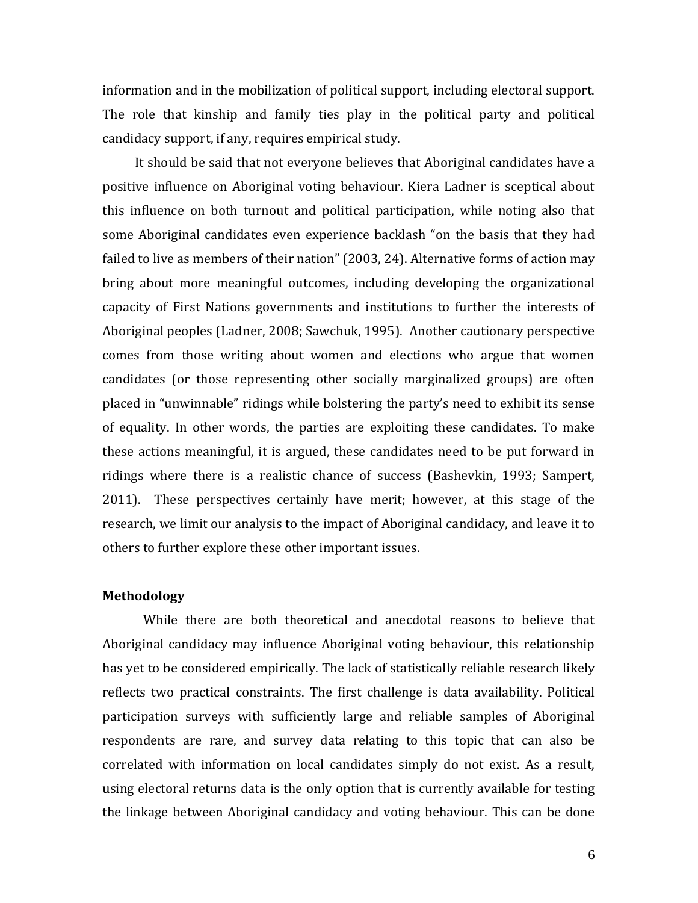information and in the mobilization of political support, including electoral support. The role that kinship and family ties play in the political party and political candidacy support, if any, requires empirical study.

It should be said that not everyone believes that Aboriginal candidates have a positive influence on Aboriginal voting behaviour. Kiera Ladner is sceptical about this influence on both turnout and political participation, while noting also that some Aboriginal candidates even experience backlash "on the basis that they had failed to live as members of their nation" (2003, 24). Alternative forms of action may bring about more meaningful outcomes, including developing the organizational capacity of First Nations governments and institutions to further the interests of Aboriginal peoples (Ladner, 2008; Sawchuk, 1995). Another cautionary perspective comes from those writing about women and elections who argue that women candidates (or those representing other socially marginalized groups) are often placed in "unwinnable" ridings while bolstering the party's need to exhibit its sense of equality. In other words, the parties are exploiting these candidates. To make these actions meaningful, it is argued, these candidates need to be put forward in ridings where there is a realistic chance of success (Bashevkin, 1993; Sampert, 2011). These perspectives certainly have merit; however, at this stage of the research, we limit our analysis to the impact of Aboriginal candidacy, and leave it to others to further explore these other important issues.

**Methodology**

While there are both theoretical and anecdotal reasons to believe that Aboriginal candidacy may influence Aboriginal voting behaviour, this relationship has yet to be considered empirically. The lack of statistically reliable research likely reflects two practical constraints. The first challenge is data availability. Political participation surveys with sufficiently large and reliable samples of Aboriginal respondents are rare, and survey data relating to this topic that can also be correlated with information on local candidates simply do not exist. As a result, using electoral returns data is the only option that is currently available for testing the linkage between Aboriginal candidacy and voting behaviour. This can be done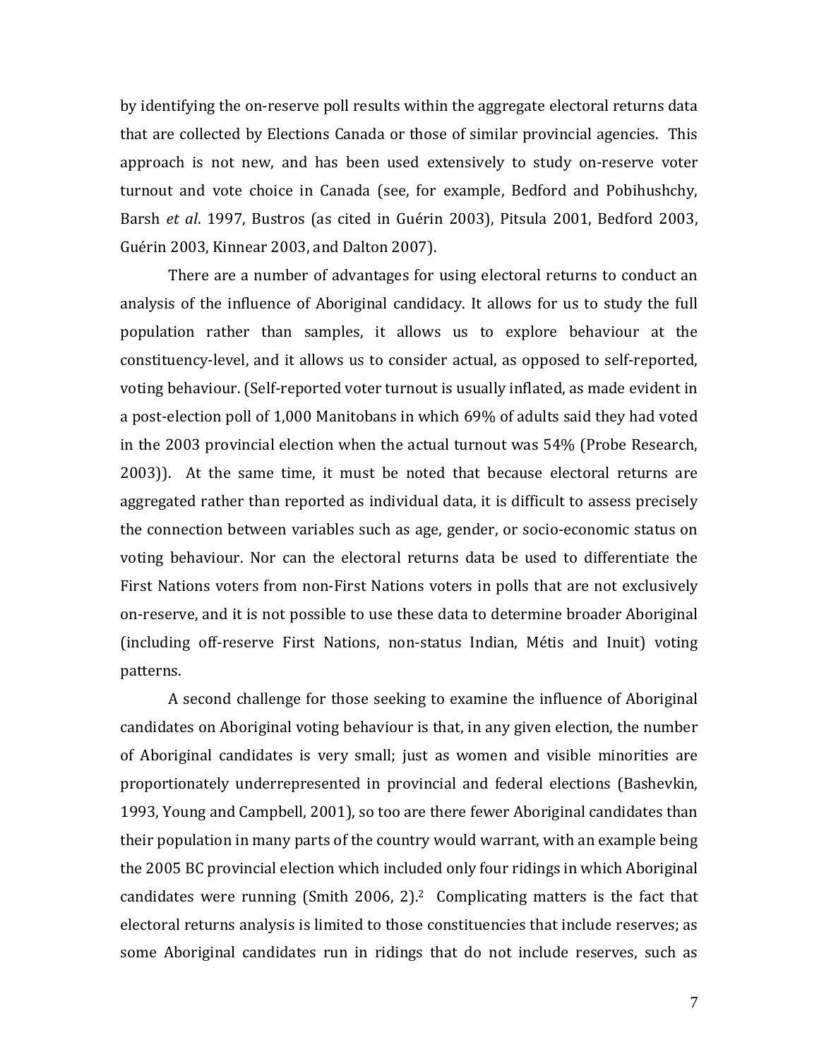by identifying the on-reserve poll results within the aggregate electoral returns data that are collected by Elections Canada or those of similar provincial agencies. This approach is not new, and has been used extensively to study on-reserve voter turnout and vote choice in Canada (see, for example, Bedford and Pobihushchy, Barsh *et al*. 1997, Bustros (as cited in Guérin 2003), Pitsula 2001, Bedford 2003, Guérin 2003, Kinnear 2003, and Dalton 2007).

There are a number of advantages for using electoral returns to conduct an analysis of the influence of Aboriginal candidacy. It allows for us to study the full population rather than samples, it allows us to explore behaviour at the constituency-level, and it allows us to consider actual, as opposed to self-reported, voting behaviour. (Self-reported voter turnout is usually inflated, as made evident in a post-election poll of 1,000 Manitobans in which 69% of adults said they had voted in the 2003 provincial election when the actual turnout was 54% (Probe Research, 2003)). At the same time, it must be noted that because electoral returns are aggregated rather than reported as individual data, it is difficult to assess precisely the connection between variables such as age, gender, or socio-economic status on voting behaviour. Nor can the electoral returns data be used to differentiate the First Nations voters from non-First Nations voters in polls that are not exclusively on-reserve, and it is not possible to use these data to determine broader Aboriginal (including off-reserve First Nations, non-status Indian, Métis and Inuit) voting patterns.

A second challenge for those seeking to examine the influence of Aboriginal candidates on Aboriginal voting behaviour is that, in any given election, the number of Aboriginal candidates is very small; just as women and visible minorities are proportionately underrepresented in provincial and federal elections (Bashevkin, 1993, Young and Campbell, 2001), so too are there fewer Aboriginal candidates than their population in many parts of the country would warrant, with an example being the 2005 BC provincial election which included only four ridings in which Aboriginal candidates were running (Smith 2006, 2).[2] Complicating matters is the fact that electoral returns analysis is limited to those constituencies that include reserves; as some Aboriginal candidates run in ridings that do not include reserves, such as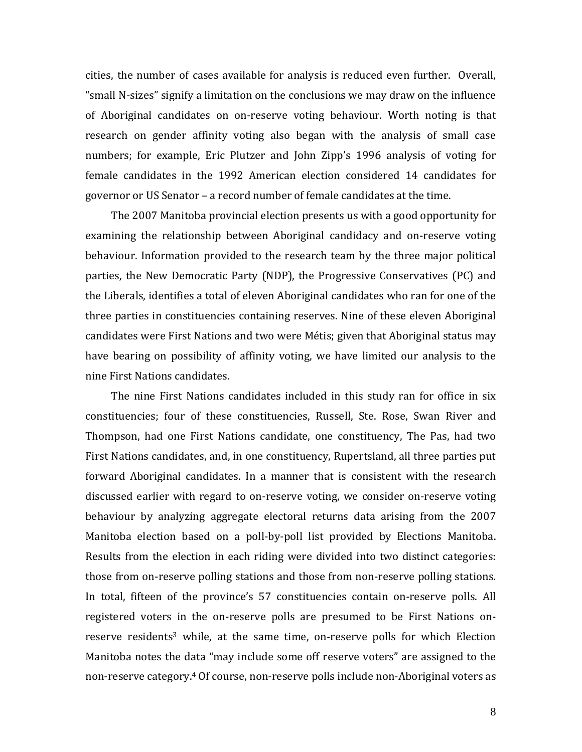cities, the number of cases available for analysis is reduced even further. Overall, "small N-sizes" signify a limitation on the conclusions we may draw on the influence of Aboriginal candidates on on-reserve voting behaviour. Worth noting is that research on gender affinity voting also began with the analysis of small case numbers; for example, Eric Plutzer and John Zipp's 1996 analysis of voting for female candidates in the 1992 American election considered 14 candidates for governor or US Senator – a record number of female candidates at the time.

The 2007 Manitoba provincial election presents us with a good opportunity for examining the relationship between Aboriginal candidacy and on-reserve voting behaviour. Information provided to the research team by the three major political parties, the New Democratic Party (NDP), the Progressive Conservatives (PC) and the Liberals, identifies a total of eleven Aboriginal candidates who ran for one of the three parties in constituencies containing reserves. Nine of these eleven Aboriginal candidates were First Nations and two were Métis; given that Aboriginal status may have bearing on possibility of affinity voting, we have limited our analysis to the nine First Nations candidates.

The nine First Nations candidates included in this study ran for office in six constituencies; four of these constituencies, Russell, Ste. Rose, Swan River and Thompson, had one First Nations candidate, one constituency, The Pas, had two First Nations candidates, and, in one constituency, Rupertsland, all three parties put forward Aboriginal candidates. In a manner that is consistent with the research discussed earlier with regard to on-reserve voting, we consider on-reserve voting behaviour by analyzing aggregate electoral returns data arising from the 2007 Manitoba election based on a poll-by-poll list provided by Elections Manitoba. Results from the election in each riding were divided into two distinct categories: those from on-reserve polling stations and those from non-reserve polling stations. In total, fifteen of the province's 57 constituencies contain on-reserve polls. All registered voters in the on-reserve polls are presumed to be First Nations on-reserve residents[3] while, at the same time, on-reserve polls for which Election Manitoba notes the data "may include some off reserve voters" are assigned to the non-reserve category.[4] Of course, non-reserve polls include non-Aboriginal voters as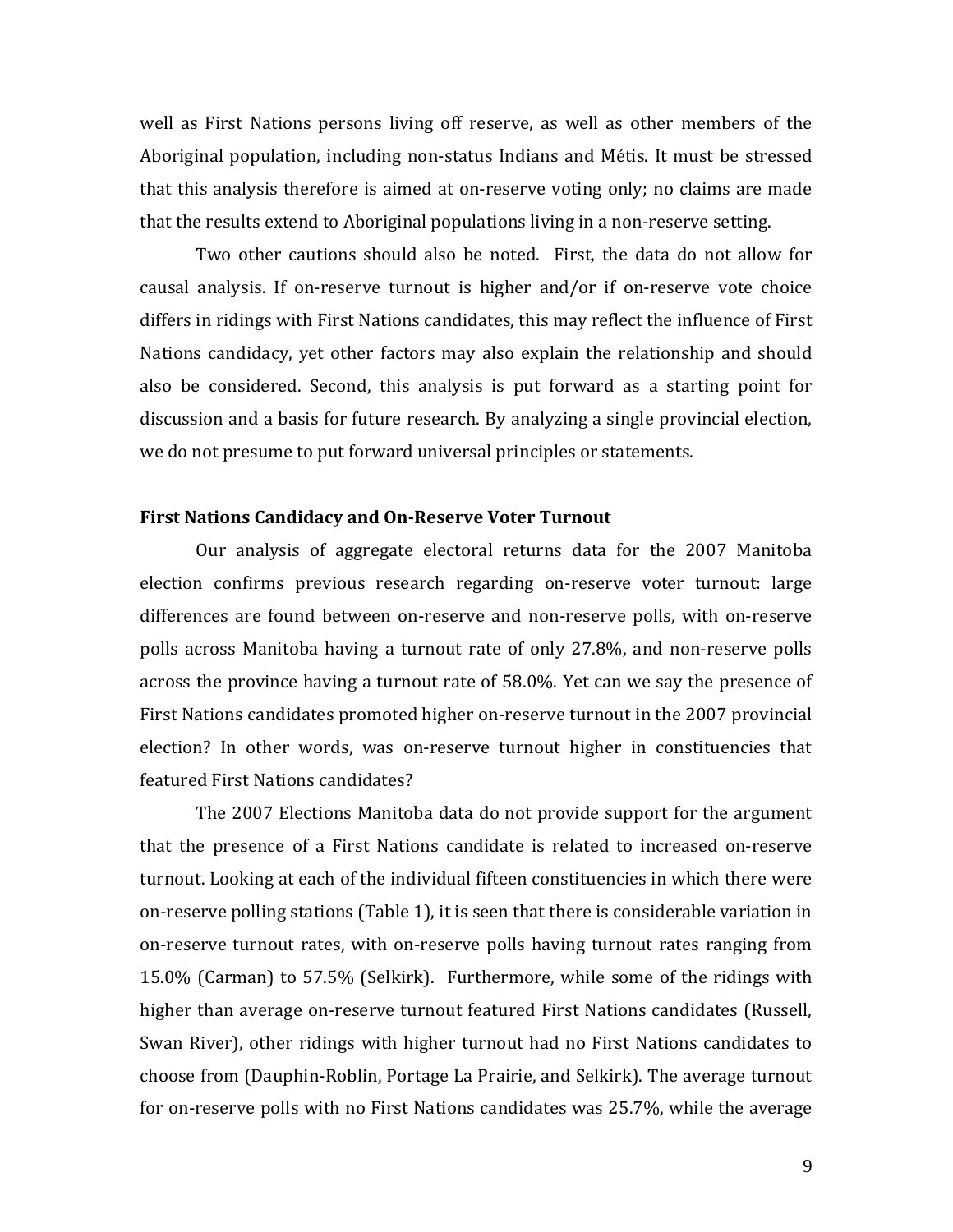well as First Nations persons living off reserve, as well as other members of the Aboriginal population, including non-status Indians and Métis. It must be stressed that this analysis therefore is aimed at on-reserve voting only; no claims are made that the results extend to Aboriginal populations living in a non-reserve setting.

Two other cautions should also be noted. First, the data do not allow for causal analysis. If on-reserve turnout is higher and/or if on-reserve vote choice differs in ridings with First Nations candidates, this may reflect the influence of First Nations candidacy, yet other factors may also explain the relationship and should also be considered. Second, this analysis is put forward as a starting point for discussion and a basis for future research. By analyzing a single provincial election, we do not presume to put forward universal principles or statements.

**First Nations Candidacy and On-Reserve Voter Turnout**

Our analysis of aggregate electoral returns data for the 2007 Manitoba election confirms previous research regarding on-reserve voter turnout: large differences are found between on-reserve and non-reserve polls, with on-reserve polls across Manitoba having a turnout rate of only 27.8%, and non-reserve polls across the province having a turnout rate of 58.0%. Yet can we say the presence of First Nations candidates promoted higher on-reserve turnout in the 2007 provincial election? In other words, was on-reserve turnout higher in constituencies that featured First Nations candidates?

The 2007 Elections Manitoba data do not provide support for the argument that the presence of a First Nations candidate is related to increased on-reserve turnout. Looking at each of the individual fifteen constituencies in which there were on-reserve polling stations (Table 1), it is seen that there is considerable variation in on-reserve turnout rates, with on-reserve polls having turnout rates ranging from 15.0% (Carman) to 57.5% (Selkirk). Furthermore, while some of the ridings with higher than average on-reserve turnout featured First Nations candidates (Russell, Swan River), other ridings with higher turnout had no First Nations candidates to choose from (Dauphin-Roblin, Portage La Prairie, and Selkirk). The average turnout for on-reserve polls with no First Nations candidates was 25.7%, while the average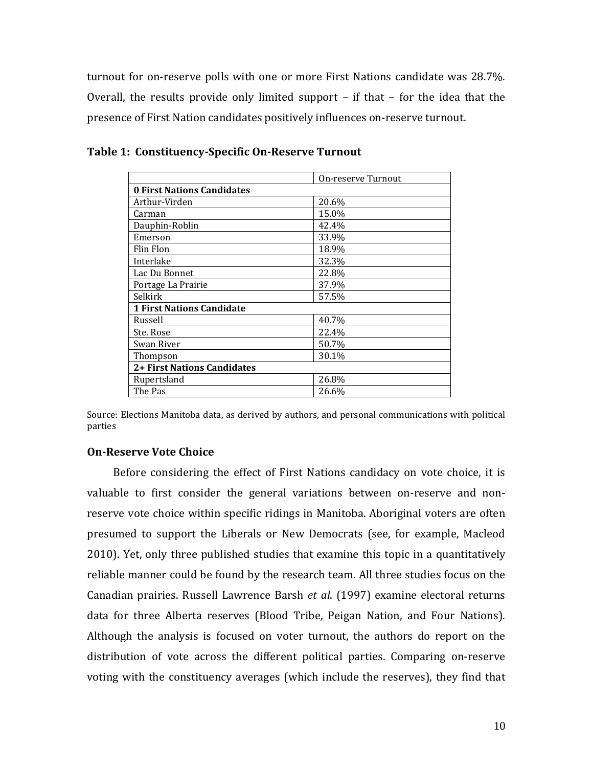turnout for on-reserve polls with one or more First Nations candidate was 28.7%. Overall, the results provide only limited support – if that – for the idea that the presence of First Nation candidates positively influences on-reserve turnout.

**Table 1: Constituency-Specific On-Reserve Turnout**

| | On-reserve Turnout |
|---|---|
| **0 First Nations Candidates** | |
| Arthur-Virden | 20.6% |
| Carman | 15.0% |
| Dauphin-Roblin | 42.4% |
| Emerson | 33.9% |
| Flin Flon | 18.9% |
| Interlake | 32.3% |
| Lac Du Bonnet | 22.8% |
| Portage La Prairie | 37.9% |
| Selkirk | 57.5% |
| **1 First Nations Candidate** | |
| Russell | 40.7% |
| Ste. Rose | 22.4% |
| Swan River | 50.7% |
| Thompson | 30.1% |
| **2+ First Nations Candidates** | |
| Rupertsland | 26.8% |
| The Pas | 26.6% |

Source: Elections Manitoba data, as derived by authors, and personal communications with political parties

### On-Reserve Vote Choice

Before considering the effect of First Nations candidacy on vote choice, it is valuable to first consider the general variations between on-reserve and non-reserve vote choice within specific ridings in Manitoba. Aboriginal voters are often presumed to support the Liberals or New Democrats (see, for example, Macleod 2010). Yet, only three published studies that examine this topic in a quantitatively reliable manner could be found by the research team. All three studies focus on the Canadian prairies. Russell Lawrence Barsh *et al*. (1997) examine electoral returns data for three Alberta reserves (Blood Tribe, Peigan Nation, and Four Nations). Although the analysis is focused on voter turnout, the authors do report on the distribution of vote across the different political parties. Comparing on-reserve voting with the constituency averages (which include the reserves), they find that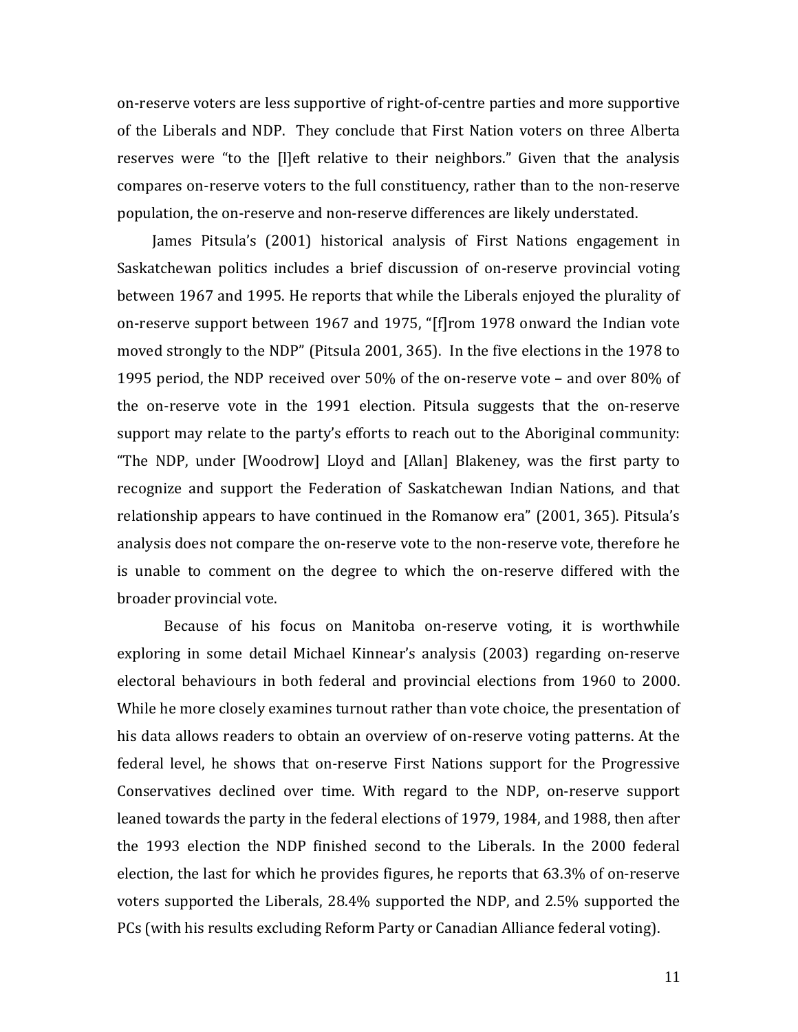on-reserve voters are less supportive of right-of-centre parties and more supportive of the Liberals and NDP. They conclude that First Nation voters on three Alberta reserves were "to the [l]eft relative to their neighbors." Given that the analysis compares on-reserve voters to the full constituency, rather than to the non-reserve population, the on-reserve and non-reserve differences are likely understated.

James Pitsula's (2001) historical analysis of First Nations engagement in Saskatchewan politics includes a brief discussion of on-reserve provincial voting between 1967 and 1995. He reports that while the Liberals enjoyed the plurality of on-reserve support between 1967 and 1975, "[f]rom 1978 onward the Indian vote moved strongly to the NDP" (Pitsula 2001, 365). In the five elections in the 1978 to 1995 period, the NDP received over 50% of the on-reserve vote – and over 80% of the on-reserve vote in the 1991 election. Pitsula suggests that the on-reserve support may relate to the party's efforts to reach out to the Aboriginal community: "The NDP, under [Woodrow] Lloyd and [Allan] Blakeney, was the first party to recognize and support the Federation of Saskatchewan Indian Nations, and that relationship appears to have continued in the Romanow era" (2001, 365). Pitsula's analysis does not compare the on-reserve vote to the non-reserve vote, therefore he is unable to comment on the degree to which the on-reserve differed with the broader provincial vote.

Because of his focus on Manitoba on-reserve voting, it is worthwhile exploring in some detail Michael Kinnear's analysis (2003) regarding on-reserve electoral behaviours in both federal and provincial elections from 1960 to 2000. While he more closely examines turnout rather than vote choice, the presentation of his data allows readers to obtain an overview of on-reserve voting patterns. At the federal level, he shows that on-reserve First Nations support for the Progressive Conservatives declined over time. With regard to the NDP, on-reserve support leaned towards the party in the federal elections of 1979, 1984, and 1988, then after the 1993 election the NDP finished second to the Liberals. In the 2000 federal election, the last for which he provides figures, he reports that 63.3% of on-reserve voters supported the Liberals, 28.4% supported the NDP, and 2.5% supported the PCs (with his results excluding Reform Party or Canadian Alliance federal voting).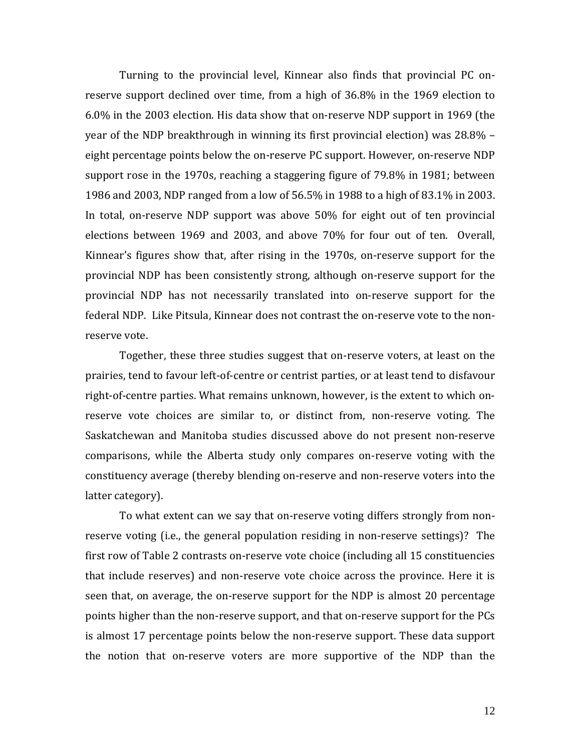Turning to the provincial level, Kinnear also finds that provincial PC on-reserve support declined over time, from a high of 36.8% in the 1969 election to 6.0% in the 2003 election. His data show that on-reserve NDP support in 1969 (the year of the NDP breakthrough in winning its first provincial election) was 28.8% – eight percentage points below the on-reserve PC support. However, on-reserve NDP support rose in the 1970s, reaching a staggering figure of 79.8% in 1981; between 1986 and 2003, NDP ranged from a low of 56.5% in 1988 to a high of 83.1% in 2003. In total, on-reserve NDP support was above 50% for eight out of ten provincial elections between 1969 and 2003, and above 70% for four out of ten. Overall, Kinnear's figures show that, after rising in the 1970s, on-reserve support for the provincial NDP has been consistently strong, although on-reserve support for the provincial NDP has not necessarily translated into on-reserve support for the federal NDP. Like Pitsula, Kinnear does not contrast the on-reserve vote to the non-reserve vote.

Together, these three studies suggest that on-reserve voters, at least on the prairies, tend to favour left-of-centre or centrist parties, or at least tend to disfavour right-of-centre parties. What remains unknown, however, is the extent to which on-reserve vote choices are similar to, or distinct from, non-reserve voting. The Saskatchewan and Manitoba studies discussed above do not present non-reserve comparisons, while the Alberta study only compares on-reserve voting with the constituency average (thereby blending on-reserve and non-reserve voters into the latter category).

To what extent can we say that on-reserve voting differs strongly from non-reserve voting (i.e., the general population residing in non-reserve settings)? The first row of Table 2 contrasts on-reserve vote choice (including all 15 constituencies that include reserves) and non-reserve vote choice across the province. Here it is seen that, on average, the on-reserve support for the NDP is almost 20 percentage points higher than the non-reserve support, and that on-reserve support for the PCs is almost 17 percentage points below the non-reserve support. These data support the notion that on-reserve voters are more supportive of the NDP than the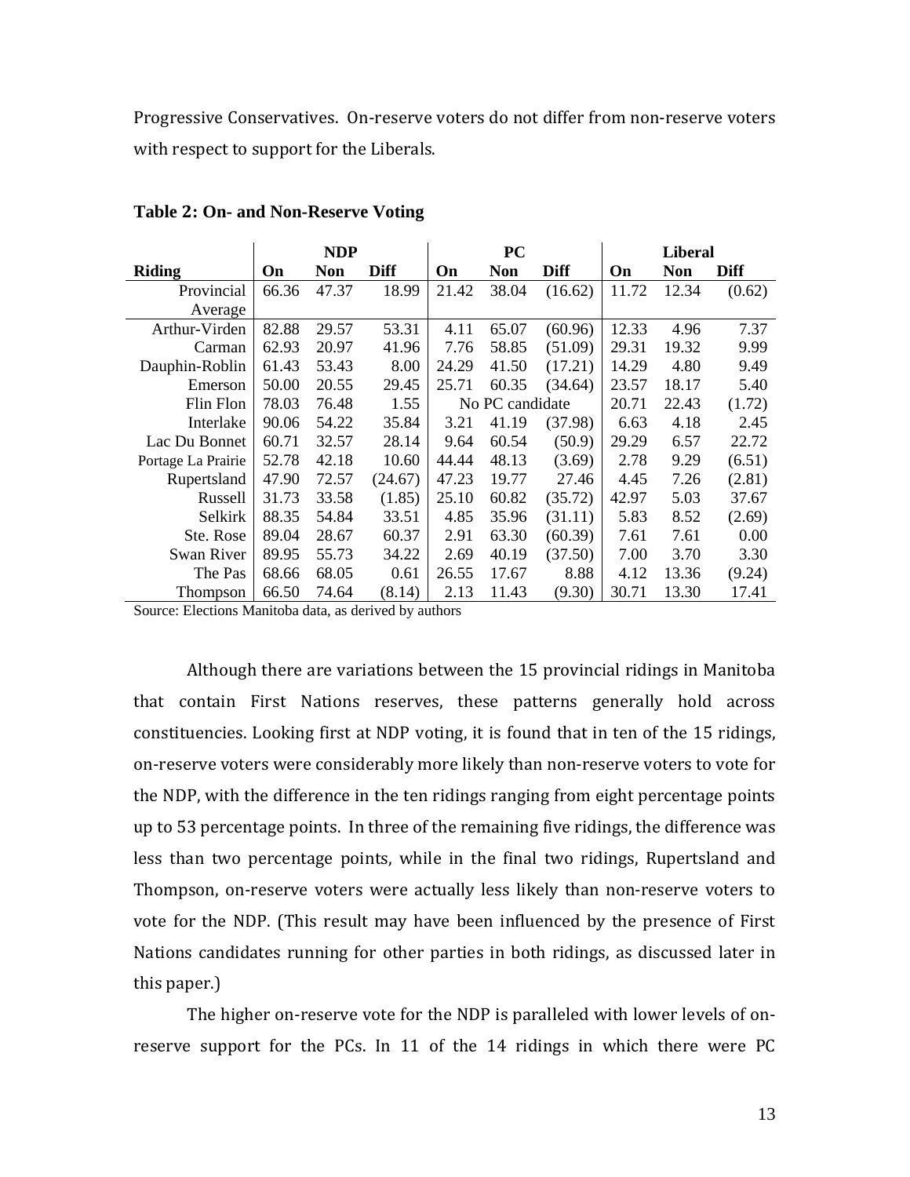Progressive Conservatives. On-reserve voters do not differ from non-reserve voters with respect to support for the Liberals.

**Table 2: On- and Non-Reserve Voting**

| | NDP | | | PC | | | Liberal | | |
|---|---|---|---|---|---|---|---|---|---|
| **Riding** | **On** | **Non** | **Diff** | **On** | **Non** | **Diff** | **On** | **Non** | **Diff** |
| Provincial Average | 66.36 | 47.37 | 18.99 | 21.42 | 38.04 | (16.62) | 11.72 | 12.34 | (0.62) |
| Arthur-Virden | 82.88 | 29.57 | 53.31 | 4.11 | 65.07 | (60.96) | 12.33 | 4.96 | 7.37 |
| Carman | 62.93 | 20.97 | 41.96 | 7.76 | 58.85 | (51.09) | 29.31 | 19.32 | 9.99 |
| Dauphin-Roblin | 61.43 | 53.43 | 8.00 | 24.29 | 41.50 | (17.21) | 14.29 | 4.80 | 9.49 |
| Emerson | 50.00 | 20.55 | 29.45 | 25.71 | 60.35 | (34.64) | 23.57 | 18.17 | 5.40 |
| Flin Flon | 78.03 | 76.48 | 1.55 | No PC candidate | | | 20.71 | 22.43 | (1.72) |
| Interlake | 90.06 | 54.22 | 35.84 | 3.21 | 41.19 | (37.98) | 6.63 | 4.18 | 2.45 |
| Lac Du Bonnet | 60.71 | 32.57 | 28.14 | 9.64 | 60.54 | (50.9) | 29.29 | 6.57 | 22.72 |
| Portage La Prairie | 52.78 | 42.18 | 10.60 | 44.44 | 48.13 | (3.69) | 2.78 | 9.29 | (6.51) |
| Rupertsland | 47.90 | 72.57 | (24.67) | 47.23 | 19.77 | 27.46 | 4.45 | 7.26 | (2.81) |
| Russell | 31.73 | 33.58 | (1.85) | 25.10 | 60.82 | (35.72) | 42.97 | 5.03 | 37.67 |
| Selkirk | 88.35 | 54.84 | 33.51 | 4.85 | 35.96 | (31.11) | 5.83 | 8.52 | (2.69) |
| Ste. Rose | 89.04 | 28.67 | 60.37 | 2.91 | 63.30 | (60.39) | 7.61 | 7.61 | 0.00 |
| Swan River | 89.95 | 55.73 | 34.22 | 2.69 | 40.19 | (37.50) | 7.00 | 3.70 | 3.30 |
| The Pas | 68.66 | 68.05 | 0.61 | 26.55 | 17.67 | 8.88 | 4.12 | 13.36 | (9.24) |
| Thompson | 66.50 | 74.64 | (8.14) | 2.13 | 11.43 | (9.30) | 30.71 | 13.30 | 17.41 |

Source: Elections Manitoba data, as derived by authors

Although there are variations between the 15 provincial ridings in Manitoba that contain First Nations reserves, these patterns generally hold across constituencies. Looking first at NDP voting, it is found that in ten of the 15 ridings, on-reserve voters were considerably more likely than non-reserve voters to vote for the NDP, with the difference in the ten ridings ranging from eight percentage points up to 53 percentage points. In three of the remaining five ridings, the difference was less than two percentage points, while in the final two ridings, Rupertsland and Thompson, on-reserve voters were actually less likely than non-reserve voters to vote for the NDP. (This result may have been influenced by the presence of First Nations candidates running for other parties in both ridings, as discussed later in this paper.)

The higher on-reserve vote for the NDP is paralleled with lower levels of on-reserve support for the PCs. In 11 of the 14 ridings in which there were PC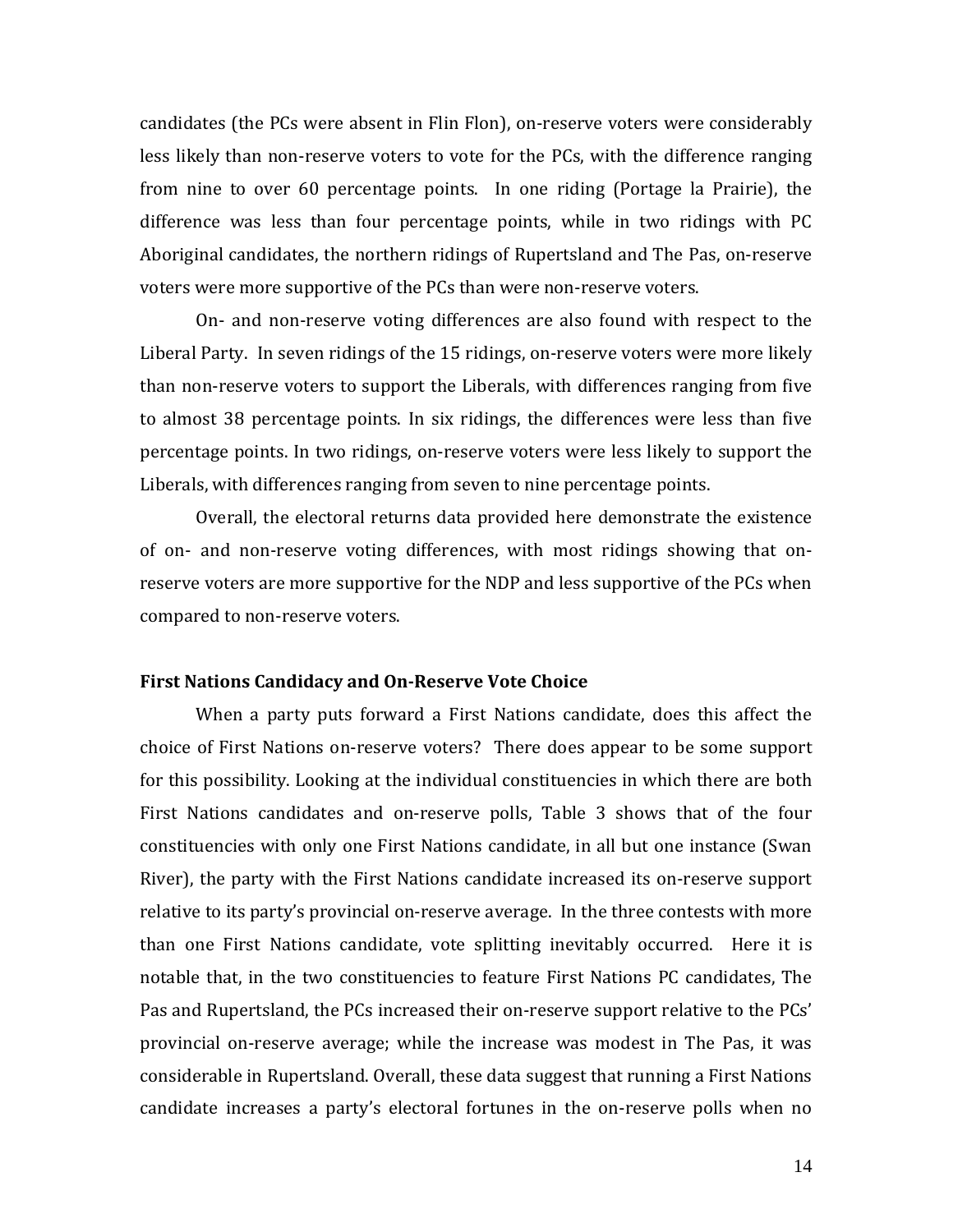candidates (the PCs were absent in Flin Flon), on-reserve voters were considerably less likely than non-reserve voters to vote for the PCs, with the difference ranging from nine to over 60 percentage points. In one riding (Portage la Prairie), the difference was less than four percentage points, while in two ridings with PC Aboriginal candidates, the northern ridings of Rupertsland and The Pas, on-reserve voters were more supportive of the PCs than were non-reserve voters.

On- and non-reserve voting differences are also found with respect to the Liberal Party. In seven ridings of the 15 ridings, on-reserve voters were more likely than non-reserve voters to support the Liberals, with differences ranging from five to almost 38 percentage points. In six ridings, the differences were less than five percentage points. In two ridings, on-reserve voters were less likely to support the Liberals, with differences ranging from seven to nine percentage points.

Overall, the electoral returns data provided here demonstrate the existence of on- and non-reserve voting differences, with most ridings showing that on-reserve voters are more supportive for the NDP and less supportive of the PCs when compared to non-reserve voters.

### First Nations Candidacy and On-Reserve Vote Choice

When a party puts forward a First Nations candidate, does this affect the choice of First Nations on-reserve voters? There does appear to be some support for this possibility. Looking at the individual constituencies in which there are both First Nations candidates and on-reserve polls, Table 3 shows that of the four constituencies with only one First Nations candidate, in all but one instance (Swan River), the party with the First Nations candidate increased its on-reserve support relative to its party's provincial on-reserve average. In the three contests with more than one First Nations candidate, vote splitting inevitably occurred. Here it is notable that, in the two constituencies to feature First Nations PC candidates, The Pas and Rupertsland, the PCs increased their on-reserve support relative to the PCs' provincial on-reserve average; while the increase was modest in The Pas, it was considerable in Rupertsland. Overall, these data suggest that running a First Nations candidate increases a party's electoral fortunes in the on-reserve polls when no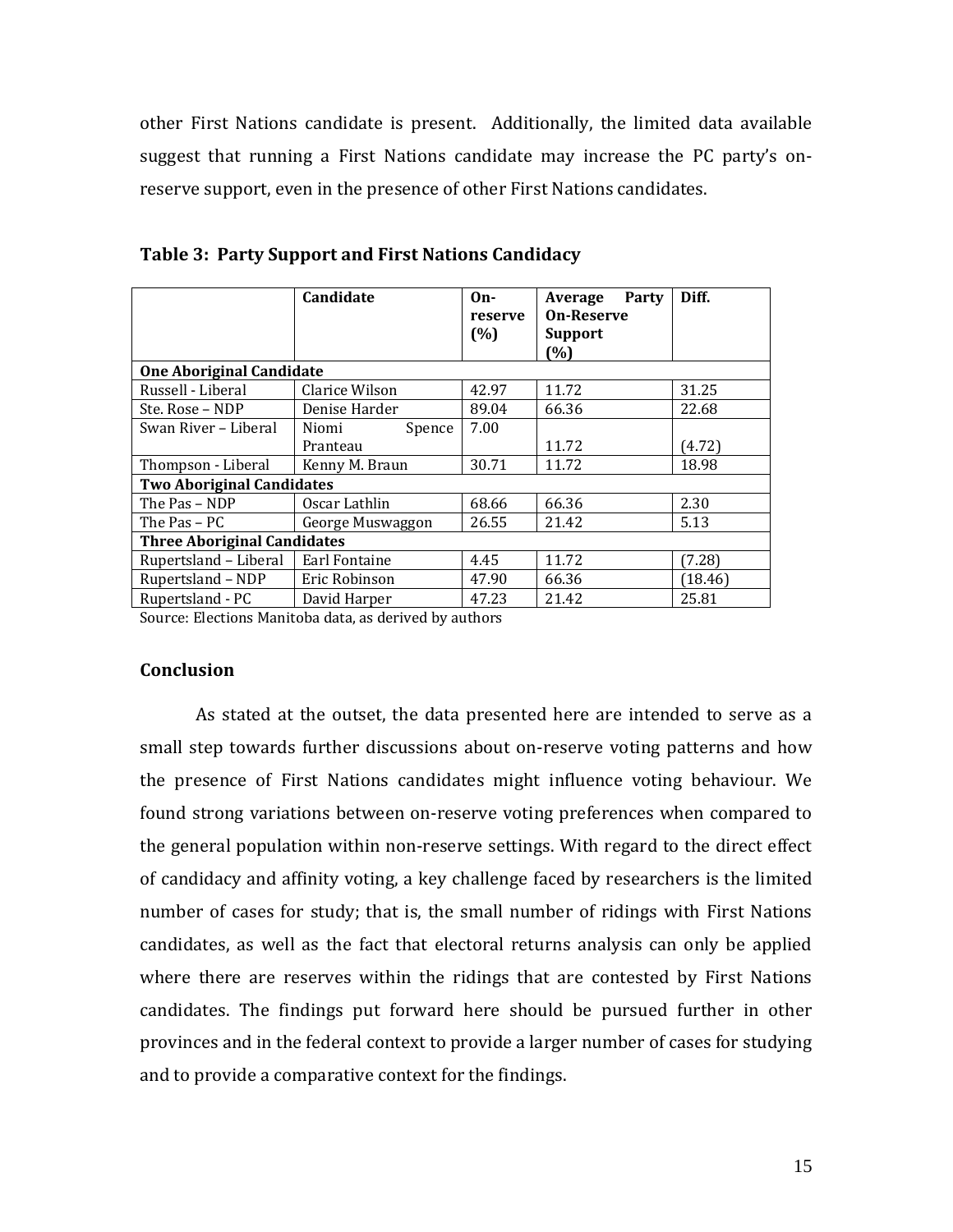other First Nations candidate is present. Additionally, the limited data available suggest that running a First Nations candidate may increase the PC party's on-reserve support, even in the presence of other First Nations candidates.

**Table 3: Party Support and First Nations Candidacy**

| | Candidate | On-reserve (%) | Average Party On-Reserve Support (%) | Diff. |
|---|---|---|---|---|
| **One Aboriginal Candidate** | | | | |
| Russell - Liberal | Clarice Wilson | 42.97 | 11.72 | 31.25 |
| Ste. Rose – NDP | Denise Harder | 89.04 | 66.36 | 22.68 |
| Swan River – Liberal | Niomi Spence Pranteau | 7.00 | 11.72 | (4.72) |
| Thompson - Liberal | Kenny M. Braun | 30.71 | 11.72 | 18.98 |
| **Two Aboriginal Candidates** | | | | |
| The Pas – NDP | Oscar Lathlin | 68.66 | 66.36 | 2.30 |
| The Pas – PC | George Muswaggon | 26.55 | 21.42 | 5.13 |
| **Three Aboriginal Candidates** | | | | |
| Rupertsland – Liberal | Earl Fontaine | 4.45 | 11.72 | (7.28) |
| Rupertsland – NDP | Eric Robinson | 47.90 | 66.36 | (18.46) |
| Rupertsland - PC | David Harper | 47.23 | 21.42 | 25.81 |

Source: Elections Manitoba data, as derived by authors

## Conclusion

As stated at the outset, the data presented here are intended to serve as a small step towards further discussions about on-reserve voting patterns and how the presence of First Nations candidates might influence voting behaviour. We found strong variations between on-reserve voting preferences when compared to the general population within non-reserve settings. With regard to the direct effect of candidacy and affinity voting, a key challenge faced by researchers is the limited number of cases for study; that is, the small number of ridings with First Nations candidates, as well as the fact that electoral returns analysis can only be applied where there are reserves within the ridings that are contested by First Nations candidates. The findings put forward here should be pursued further in other provinces and in the federal context to provide a larger number of cases for studying and to provide a comparative context for the findings.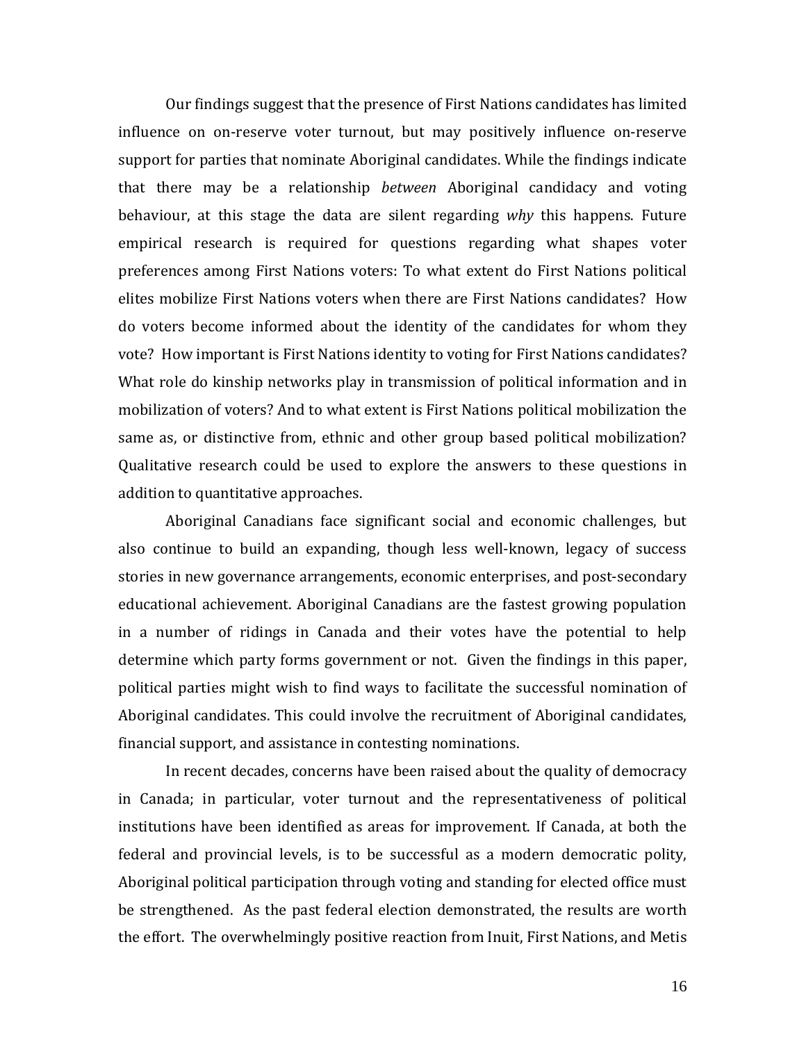Our findings suggest that the presence of First Nations candidates has limited influence on on-reserve voter turnout, but may positively influence on-reserve support for parties that nominate Aboriginal candidates. While the findings indicate that there may be a relationship *between* Aboriginal candidacy and voting behaviour, at this stage the data are silent regarding *why* this happens. Future empirical research is required for questions regarding what shapes voter preferences among First Nations voters: To what extent do First Nations political elites mobilize First Nations voters when there are First Nations candidates? How do voters become informed about the identity of the candidates for whom they vote? How important is First Nations identity to voting for First Nations candidates? What role do kinship networks play in transmission of political information and in mobilization of voters? And to what extent is First Nations political mobilization the same as, or distinctive from, ethnic and other group based political mobilization? Qualitative research could be used to explore the answers to these questions in addition to quantitative approaches.

Aboriginal Canadians face significant social and economic challenges, but also continue to build an expanding, though less well-known, legacy of success stories in new governance arrangements, economic enterprises, and post-secondary educational achievement. Aboriginal Canadians are the fastest growing population in a number of ridings in Canada and their votes have the potential to help determine which party forms government or not. Given the findings in this paper, political parties might wish to find ways to facilitate the successful nomination of Aboriginal candidates. This could involve the recruitment of Aboriginal candidates, financial support, and assistance in contesting nominations.

In recent decades, concerns have been raised about the quality of democracy in Canada; in particular, voter turnout and the representativeness of political institutions have been identified as areas for improvement. If Canada, at both the federal and provincial levels, is to be successful as a modern democratic polity, Aboriginal political participation through voting and standing for elected office must be strengthened. As the past federal election demonstrated, the results are worth the effort. The overwhelmingly positive reaction from Inuit, First Nations, and Metis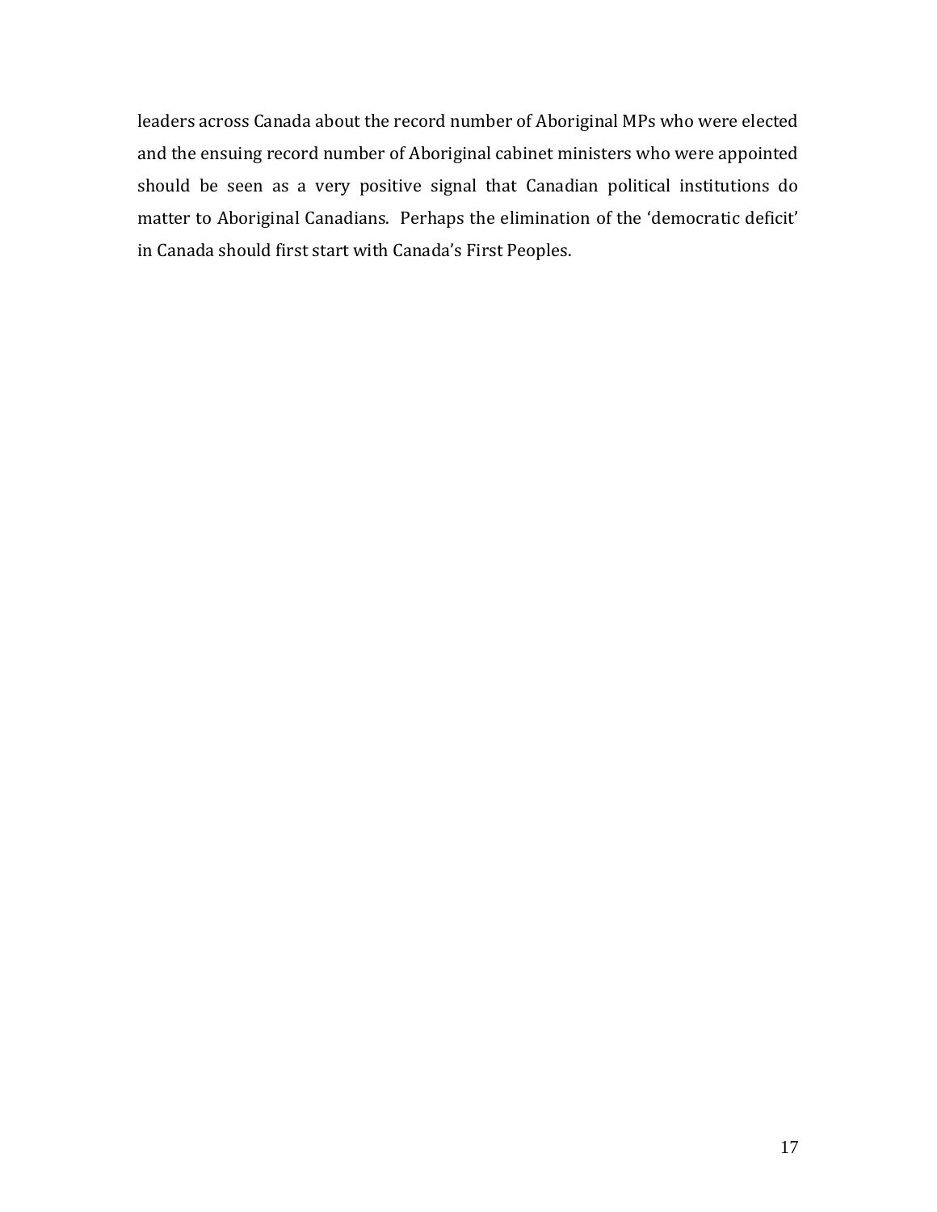leaders across Canada about the record number of Aboriginal MPs who were elected and the ensuing record number of Aboriginal cabinet ministers who were appointed should be seen as a very positive signal that Canadian political institutions do matter to Aboriginal Canadians. Perhaps the elimination of the 'democratic deficit' in Canada should first start with Canada's First Peoples.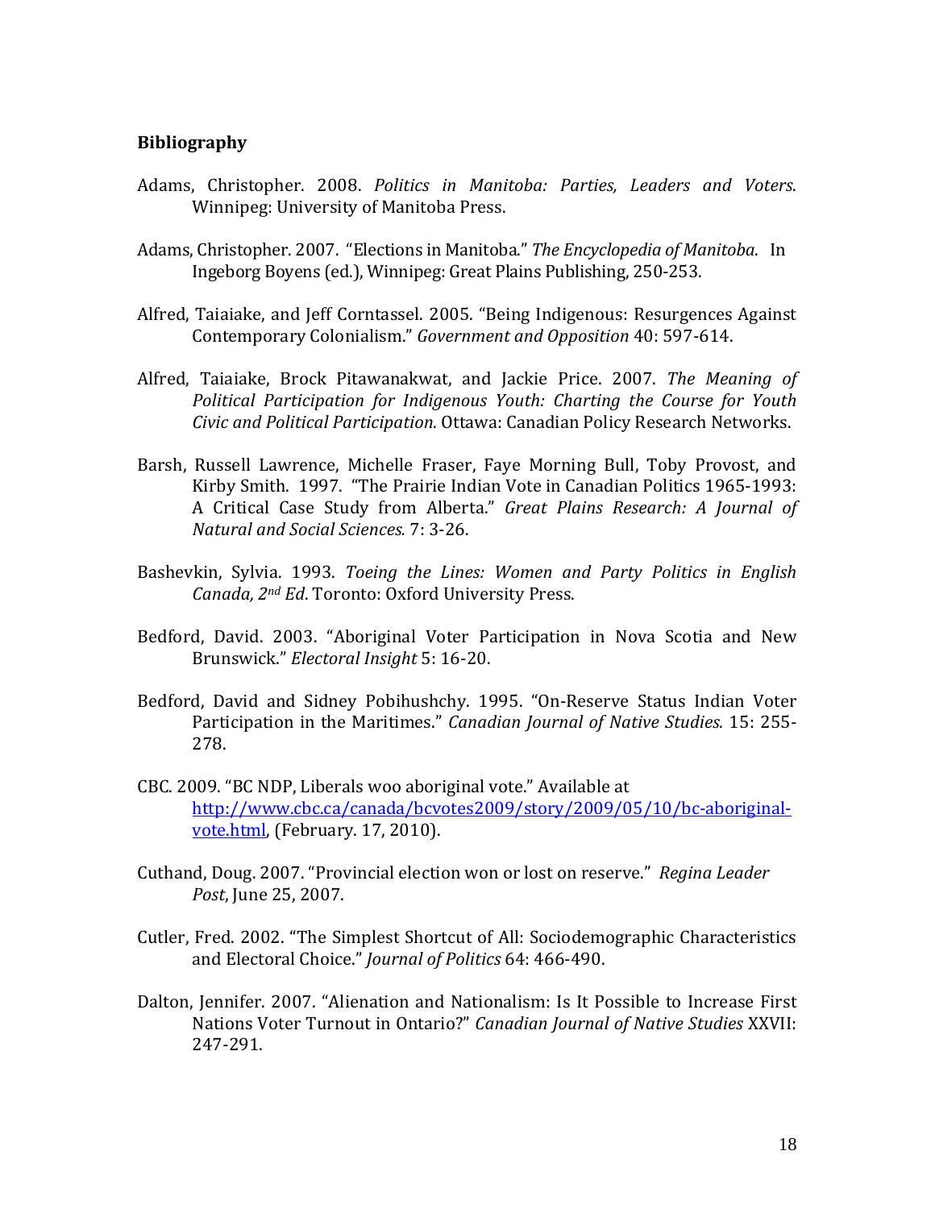**Bibliography**

Adams, Christopher. 2008. *Politics in Manitoba: Parties, Leaders and Voters*. Winnipeg: University of Manitoba Press.

Adams, Christopher. 2007. "Elections in Manitoba." *The Encyclopedia of Manitoba*. In Ingeborg Boyens (ed.), Winnipeg: Great Plains Publishing, 250-253.

Alfred, Taiaiake, and Jeff Corntassel. 2005. "Being Indigenous: Resurgences Against Contemporary Colonialism." *Government and Opposition* 40: 597-614.

Alfred, Taiaiake, Brock Pitawanakwat, and Jackie Price. 2007. *The Meaning of Political Participation for Indigenous Youth: Charting the Course for Youth Civic and Political Participation.* Ottawa: Canadian Policy Research Networks.

Barsh, Russell Lawrence, Michelle Fraser, Faye Morning Bull, Toby Provost, and Kirby Smith. 1997. "The Prairie Indian Vote in Canadian Politics 1965-1993: A Critical Case Study from Alberta." *Great Plains Research: A Journal of Natural and Social Sciences.* 7: 3-26.

Bashevkin, Sylvia. 1993. *Toeing the Lines: Women and Party Politics in English Canada, 2nd Ed*. Toronto: Oxford University Press.

Bedford, David. 2003. "Aboriginal Voter Participation in Nova Scotia and New Brunswick." *Electoral Insight* 5: 16-20.

Bedford, David and Sidney Pobihushchy. 1995. "On-Reserve Status Indian Voter Participation in the Maritimes." *Canadian Journal of Native Studies.* 15: 255-278.

CBC. 2009. "BC NDP, Liberals woo aboriginal vote." Available at http://www.cbc.ca/canada/bcvotes2009/story/2009/05/10/bc-aboriginal-vote.html, (February. 17, 2010).

Cuthand, Doug. 2007. "Provincial election won or lost on reserve." *Regina Leader Post*, June 25, 2007.

Cutler, Fred. 2002. "The Simplest Shortcut of All: Sociodemographic Characteristics and Electoral Choice." *Journal of Politics* 64: 466-490.

Dalton, Jennifer. 2007. "Alienation and Nationalism: Is It Possible to Increase First Nations Voter Turnout in Ontario?" *Canadian Journal of Native Studies* XXVII: 247-291.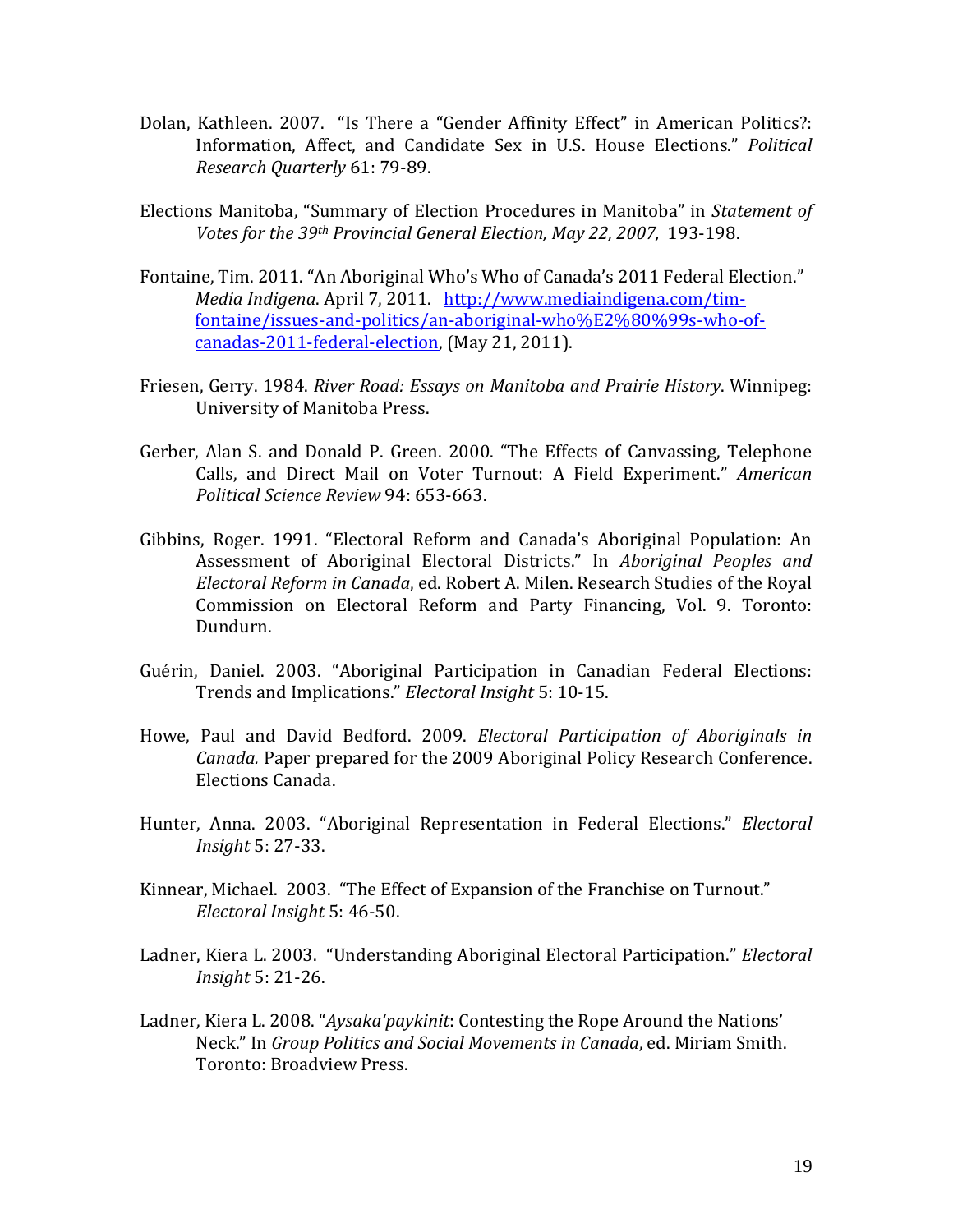Dolan, Kathleen. 2007. "Is There a "Gender Affinity Effect" in American Politics?: Information, Affect, and Candidate Sex in U.S. House Elections." *Political Research Quarterly* 61: 79-89.

Elections Manitoba, "Summary of Election Procedures in Manitoba" in *Statement of Votes for the 39th Provincial General Election, May 22, 2007,* 193-198.

Fontaine, Tim. 2011. "An Aboriginal Who's Who of Canada's 2011 Federal Election." *Media Indigena*. April 7, 2011. [http://www.mediaindigena.com/tim-fontaine/issues-and-politics/an-aboriginal-who%E2%80%99s-who-of-canadas-2011-federal-election](http://www.mediaindigena.com/tim-fontaine/issues-and-politics/an-aboriginal-who%E2%80%99s-who-of-canadas-2011-federal-election), (May 21, 2011).

Friesen, Gerry. 1984. *River Road: Essays on Manitoba and Prairie History*. Winnipeg: University of Manitoba Press.

Gerber, Alan S. and Donald P. Green. 2000. "The Effects of Canvassing, Telephone Calls, and Direct Mail on Voter Turnout: A Field Experiment." *American Political Science Review* 94: 653-663.

Gibbins, Roger. 1991. "Electoral Reform and Canada's Aboriginal Population: An Assessment of Aboriginal Electoral Districts." In *Aboriginal Peoples and Electoral Reform in Canada*, ed. Robert A. Milen. Research Studies of the Royal Commission on Electoral Reform and Party Financing, Vol. 9. Toronto: Dundurn.

Guérin, Daniel. 2003. "Aboriginal Participation in Canadian Federal Elections: Trends and Implications." *Electoral Insight* 5: 10-15.

Howe, Paul and David Bedford. 2009. *Electoral Participation of Aboriginals in Canada.* Paper prepared for the 2009 Aboriginal Policy Research Conference. Elections Canada.

Hunter, Anna. 2003. "Aboriginal Representation in Federal Elections." *Electoral Insight* 5: 27-33.

Kinnear, Michael. 2003. "The Effect of Expansion of the Franchise on Turnout." *Electoral Insight* 5: 46-50.

Ladner, Kiera L. 2003. "Understanding Aboriginal Electoral Participation." *Electoral Insight* 5: 21-26.

Ladner, Kiera L. 2008. "*Aysaka'paykinit*: Contesting the Rope Around the Nations' Neck." In *Group Politics and Social Movements in Canada*, ed. Miriam Smith. Toronto: Broadview Press.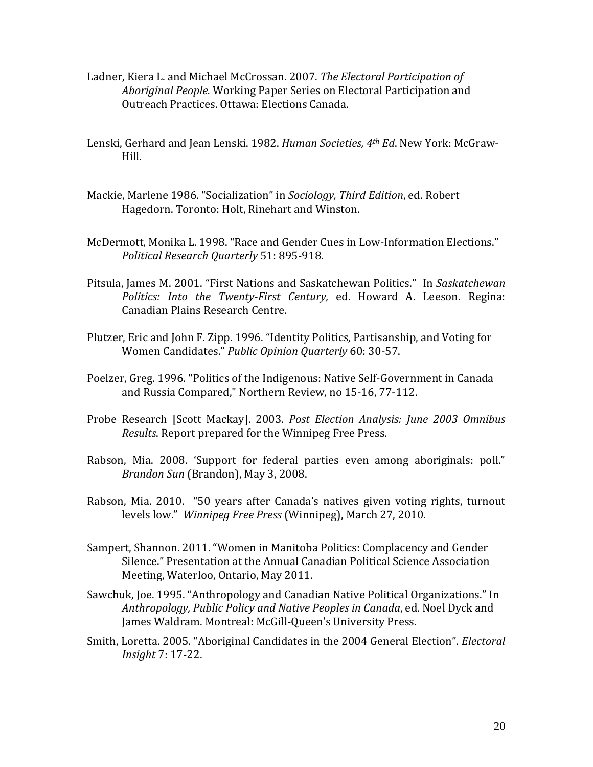Ladner, Kiera L. and Michael McCrossan. 2007. *The Electoral Participation of Aboriginal People.* Working Paper Series on Electoral Participation and Outreach Practices. Ottawa: Elections Canada.

Lenski, Gerhard and Jean Lenski. 1982. *Human Societies, 4th Ed*. New York: McGraw-Hill.

Mackie, Marlene 1986. "Socialization" in *Sociology, Third Edition*, ed. Robert Hagedorn. Toronto: Holt, Rinehart and Winston.

McDermott, Monika L. 1998. "Race and Gender Cues in Low-Information Elections." *Political Research Quarterly* 51: 895-918.

Pitsula, James M. 2001. "First Nations and Saskatchewan Politics." In *Saskatchewan Politics: Into the Twenty-First Century,* ed. Howard A. Leeson. Regina: Canadian Plains Research Centre.

Plutzer, Eric and John F. Zipp. 1996. "Identity Politics, Partisanship, and Voting for Women Candidates." *Public Opinion Quarterly* 60: 30-57.

Poelzer, Greg. 1996. "Politics of the Indigenous: Native Self-Government in Canada and Russia Compared," Northern Review, no 15-16, 77-112.

Probe Research [Scott Mackay]. 2003. *Post Election Analysis: June 2003 Omnibus Results*. Report prepared for the Winnipeg Free Press.

Rabson, Mia. 2008. 'Support for federal parties even among aboriginals: poll." *Brandon Sun* (Brandon), May 3, 2008.

Rabson, Mia. 2010. "50 years after Canada's natives given voting rights, turnout levels low." *Winnipeg Free Press* (Winnipeg), March 27, 2010.

Sampert, Shannon. 2011. "Women in Manitoba Politics: Complacency and Gender Silence." Presentation at the Annual Canadian Political Science Association Meeting, Waterloo, Ontario, May 2011.

Sawchuk, Joe. 1995. "Anthropology and Canadian Native Political Organizations." In *Anthropology, Public Policy and Native Peoples in Canada*, ed. Noel Dyck and James Waldram. Montreal: McGill-Queen's University Press.

Smith, Loretta. 2005. "Aboriginal Candidates in the 2004 General Election". *Electoral Insight* 7: 17-22.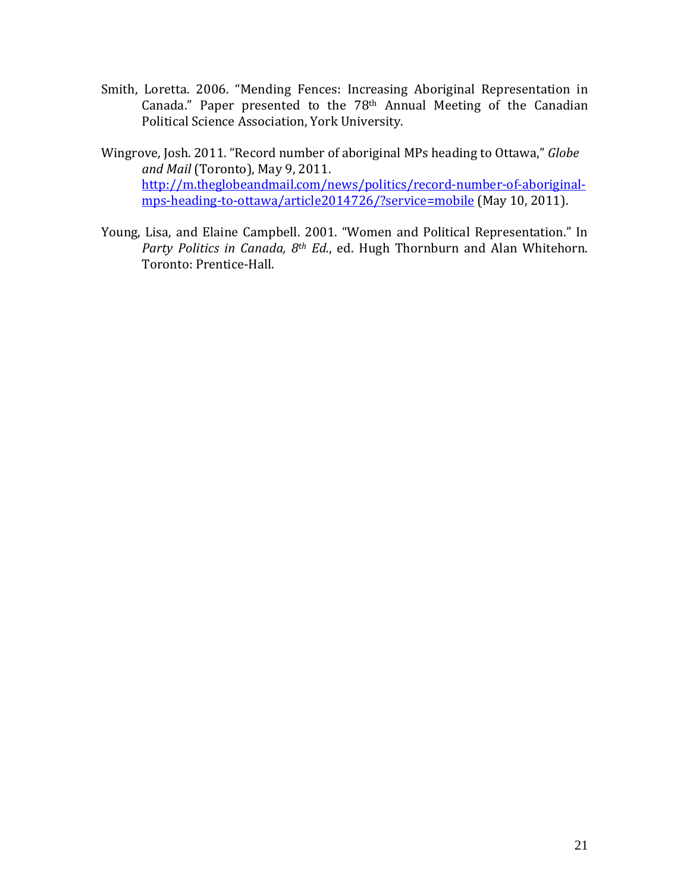Smith, Loretta. 2006. "Mending Fences: Increasing Aboriginal Representation in Canada." Paper presented to the 78th Annual Meeting of the Canadian Political Science Association, York University.

Wingrove, Josh. 2011. "Record number of aboriginal MPs heading to Ottawa," *Globe and Mail* (Toronto), May 9, 2011. http://m.theglobeandmail.com/news/politics/record-number-of-aboriginal-mps-heading-to-ottawa/article2014726/?service=mobile (May 10, 2011).

Young, Lisa, and Elaine Campbell. 2001. "Women and Political Representation." In *Party Politics in Canada, 8th Ed.*, ed. Hugh Thornburn and Alan Whitehorn. Toronto: Prentice-Hall.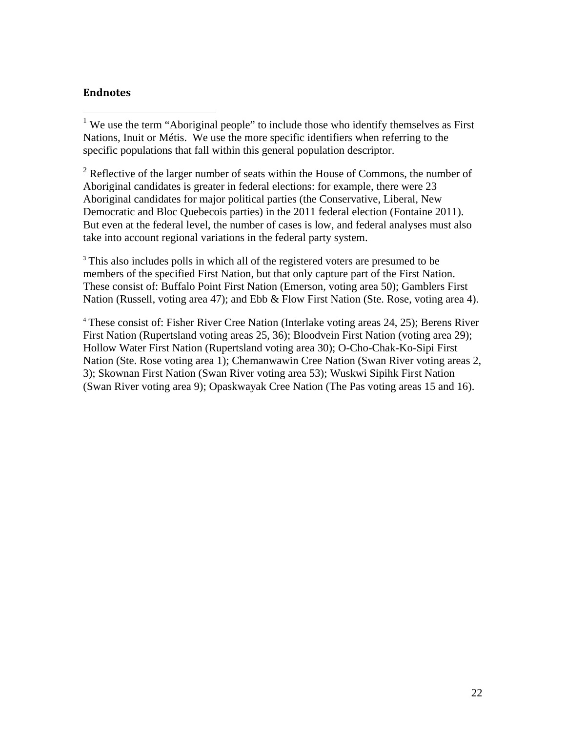## Endnotes

[1] We use the term "Aboriginal people" to include those who identify themselves as First Nations, Inuit or Métis. We use the more specific identifiers when referring to the specific populations that fall within this general population descriptor.

[2] Reflective of the larger number of seats within the House of Commons, the number of Aboriginal candidates is greater in federal elections: for example, there were 23 Aboriginal candidates for major political parties (the Conservative, Liberal, New Democratic and Bloc Quebecois parties) in the 2011 federal election (Fontaine 2011). But even at the federal level, the number of cases is low, and federal analyses must also take into account regional variations in the federal party system.

[3] This also includes polls in which all of the registered voters are presumed to be members of the specified First Nation, but that only capture part of the First Nation. These consist of: Buffalo Point First Nation (Emerson, voting area 50); Gamblers First Nation (Russell, voting area 47); and Ebb & Flow First Nation (Ste. Rose, voting area 4).

[4] These consist of: Fisher River Cree Nation (Interlake voting areas 24, 25); Berens River First Nation (Rupertsland voting areas 25, 36); Bloodvein First Nation (voting area 29); Hollow Water First Nation (Rupertsland voting area 30); O-Cho-Chak-Ko-Sipi First Nation (Ste. Rose voting area 1); Chemanwawin Cree Nation (Swan River voting areas 2, 3); Skownan First Nation (Swan River voting area 53); Wuskwi Sipihk First Nation (Swan River voting area 9); Opaskwayak Cree Nation (The Pas voting areas 15 and 16).